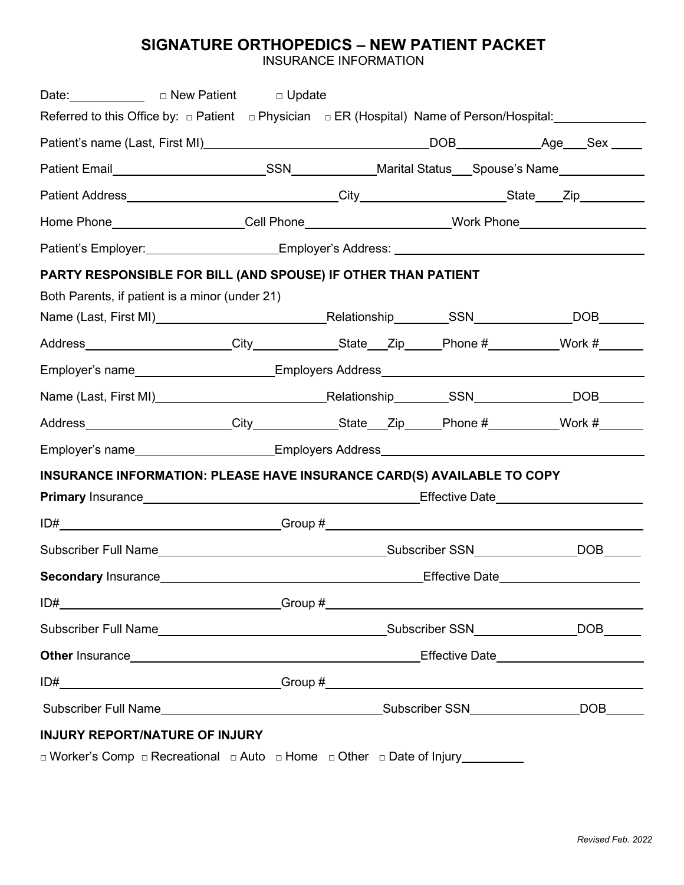# SIGNATURE ORTHOPEDICS – NEW PATIENT PACKET

## INSURANCE INFORMATION

Date:\_\_\_\_\_\_\_\_\_\_ □ New Patient □ Update

Referred to this Office by: □ Patient □ Physician □ ER (Hospital) Name of Person/Hospital:\_\_\_\_\_\_\_\_\_\_\_\_

Patient's name (Last, First MI)\_\_\_\_\_\_\_\_\_\_\_\_\_\_\_\_\_\_\_\_\_\_\_\_\_\_\_\_\_\_DOB\_\_\_\_\_\_\_\_\_\_\_Age\_\_\_Sex \_\_\_\_

Patient Email\_\_\_\_\_\_\_\_\_\_\_\_\_\_\_\_\_\_\_\_SSN\_\_\_\_\_\_\_\_\_\_\_Marital Status\_\_\_Spouse's Name\_\_\_\_\_\_\_\_\_\_\_\_

Patient Address\_\_\_\_\_\_\_\_\_\_\_\_\_\_\_\_\_\_\_\_\_\_\_\_\_\_\_\_\_\_City\_\_\_\_\_\_\_\_\_\_\_\_\_\_\_\_\_\_\_\_State\_\_\_\_Zip\_\_\_\_\_\_\_\_\_

Home Phone\_\_\_\_\_\_\_\_\_\_\_\_\_\_\_\_\_\_Cell Phone\_\_\_\_\_\_\_\_\_\_\_\_\_\_\_\_\_\_\_\_Work Phone\_\_\_\_\_\_\_\_\_\_\_\_\_\_\_\_\_

Patient's Employer:\_\_\_\_\_\_\_\_\_\_\_\_\_\_\_\_\_\_Employer's Address: \_\_\_\_\_\_\_\_\_\_\_\_\_\_\_\_\_\_\_\_\_\_\_\_\_\_\_\_\_\_\_\_\_\_

**PARTY RESPONSIBLE FOR BILL (AND SPOUSE) IF OTHER THAN PATIENT**

Both Parents, if patient is a minor (under 21)

Name (Last, First MI)\_\_\_\_\_\_\_\_\_\_\_\_\_\_\_\_\_\_\_\_\_\_\_\_\_Relationship\_\_\_\_\_\_\_\_SSN\_\_\_\_\_\_\_\_\_\_\_\_\_\_DOB\_\_\_\_\_\_

Address\_\_\_\_\_\_\_\_\_\_\_\_\_\_\_\_\_\_\_\_City\_\_\_\_\_\_\_\_\_\_\_\_State\_\_\_Zip\_\_\_\_\_Phone #\_\_\_\_\_\_\_\_\_\_Work #\_\_\_\_\_\_

Employer's name\_\_\_\_\_\_\_\_\_\_\_\_\_\_\_\_\_\_\_\_Employers Address\_\_\_\_\_\_\_\_\_\_\_\_\_\_\_\_\_\_\_\_\_\_\_\_\_\_\_\_\_\_\_\_\_\_\_\_\_

Name (Last, First MI)\_\_\_\_\_\_\_\_\_\_\_\_\_\_\_\_\_\_\_\_\_\_\_\_\_Relationship\_\_\_\_\_\_\_\_SSN\_\_\_\_\_\_\_\_\_\_\_\_\_\_DOB\_\_\_\_\_\_

Address\_\_\_\_\_\_\_\_\_\_\_\_\_\_\_\_\_\_\_\_City\_\_\_\_\_\_\_\_\_\_\_\_State\_\_\_Zip\_\_\_\_\_Phone #\_\_\_\_\_\_\_\_\_\_Work #\_\_\_\_\_\_

Employer's name\_\_\_\_\_\_\_\_\_\_\_\_\_\_\_\_\_\_\_\_Employers Address\_\_\_\_\_\_\_\_\_\_\_\_\_\_\_\_\_\_\_\_\_\_\_\_\_\_\_\_\_\_\_\_\_\_\_\_\_

**INSURANCE INFORMATION: PLEASE HAVE INSURANCE CARD(S) AVAILABLE TO COPY**

**Primary** Insurance\_\_\_\_\_\_\_\_\_\_\_\_\_\_\_\_\_\_\_\_\_\_\_\_\_\_\_\_\_\_\_\_\_\_\_\_\_\_\_\_\_\_Effective Date\_\_\_\_\_\_\_\_\_\_\_\_\_\_\_\_\_\_\_\_

ID#\_\_\_\_\_\_\_\_\_\_\_\_\_\_\_\_\_\_\_\_\_\_\_\_\_\_\_\_\_\_\_\_\_Group #\_\_\_\_\_\_\_\_\_\_\_\_\_\_\_\_\_\_\_\_\_\_\_\_\_\_\_\_\_\_\_\_\_\_\_\_\_\_\_\_\_\_\_\_\_

Subscriber Full Name\_\_\_\_\_\_\_\_\_\_\_\_\_\_\_\_\_\_\_\_\_\_\_\_\_\_\_\_\_\_\_\_\_\_Subscriber SSN\_\_\_\_\_\_\_\_\_\_\_\_\_\_\_DOB\_\_\_\_\_

**Secondary** Insurance\_\_\_\_\_\_\_\_\_\_\_\_\_\_\_\_\_\_\_\_\_\_\_\_\_\_\_\_\_\_\_\_\_\_\_\_\_\_\_\_Effective Date\_\_\_\_\_\_\_\_\_\_\_\_\_\_\_\_\_\_\_

ID#\_\_\_\_\_\_\_\_\_\_\_\_\_\_\_\_\_\_\_\_\_\_\_\_\_\_\_\_\_\_\_\_\_Group #\_\_\_\_\_\_\_\_\_\_\_\_\_\_\_\_\_\_\_\_\_\_\_\_\_\_\_\_\_\_\_\_\_\_\_\_\_\_\_\_\_\_\_\_\_

Subscriber Full Name\_\_\_\_\_\_\_\_\_\_\_\_\_\_\_\_\_\_\_\_\_\_\_\_\_\_\_\_\_\_\_\_\_\_Subscriber SSN\_\_\_\_\_\_\_\_\_\_\_\_\_\_\_DOB\_\_\_\_\_

**Other** Insurance\_\_\_\_\_\_\_\_\_\_\_\_\_\_\_\_\_\_\_\_\_\_\_\_\_\_\_\_\_\_\_\_\_\_\_\_\_\_\_\_\_\_\_Effective Date\_\_\_\_\_\_\_\_\_\_\_\_\_\_\_\_\_\_\_\_

ID#\_\_\_\_\_\_\_\_\_\_\_\_\_\_\_\_\_\_\_\_\_\_\_\_\_\_\_\_\_\_\_\_\_Group #\_\_\_\_\_\_\_\_\_\_\_\_\_\_\_\_\_\_\_\_\_\_\_\_\_\_\_\_\_\_\_\_\_\_\_\_\_\_\_\_\_\_\_\_\_

Subscriber Full Name\_\_\_\_\_\_\_\_\_\_\_\_\_\_\_\_\_\_\_\_\_\_\_\_\_\_\_\_\_\_\_\_\_\_Subscriber SSN\_\_\_\_\_\_\_\_\_\_\_\_\_\_\_DOB\_\_\_\_\_

**INJURY REPORT/NATURE OF INJURY**

□ Worker's Comp □ Recreational □ Auto □ Home □ Other □ Date of Injury\_\_\_\_\_\_\_\_\_

*Revised Feb. 2022*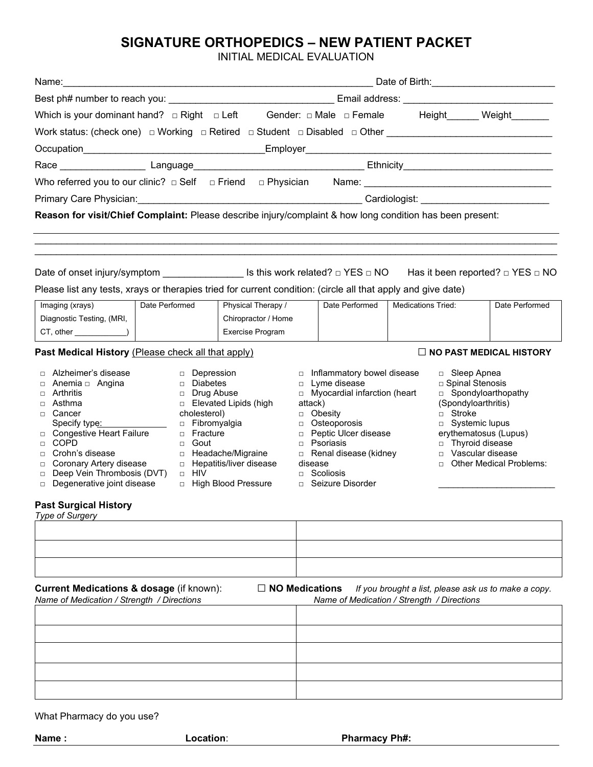# SIGNATURE ORTHOPEDICS – NEW PATIENT PACKET

INITIAL MEDICAL EVALUATION

Name:____________________________________________________________ Date of Birth:_______________________

Best ph# number to reach you: _______________________________ Email address: ____________________________

Which is your dominant hand? □ Right □ Left Gender: □ Male □ Female Height______ Weight_______

Work status: (check one) □ Working □ Retired □ Student □ Disabled □ Other _______________________________

Occupation_________________________________Employer_______________________________________________

Race ________________ Language________________________________ Ethnicity____________________________

Who referred you to our clinic? □ Self □ Friend □ Physician Name: ___________________________________

Primary Care Physician:___________________________________________ Cardiologist: ________________________

**Reason for visit/Chief Complaint:** Please describe injury/complaint & how long condition has been present:

_____________________________________________________________________________________________

_____________________________________________________________________________________________

_____________________________________________________________________________________________

Date of onset injury/symptom _______________ Is this work related? □ YES □ NO Has it been reported? □ YES □ NO

Please list any tests, xrays or therapies tried for current condition: (circle all that apply and give date)

| Imaging (xrays) Diagnostic Testing, (MRI, CT, other ____________) | Date Performed | Physical Therapy / Chiropractor / Home Exercise Program | Date Performed | Medications Tried: | Date Performed |
|---|---|---|---|---|---|

**Past Medical History** (Please check all that apply) ☐ **NO PAST MEDICAL HISTORY**

- □ Alzheimer's disease
- □ Anemia □ Angina
- □ Arthritis
- □ Asthma
- □ Cancer Specify type:______________
- □ Congestive Heart Failure
- □ COPD
- □ Crohn's disease
- □ Coronary Artery disease
- □ Deep Vein Thrombosis (DVT)
- □ Degenerative joint disease
- □ Depression
- □ Diabetes
- □ Drug Abuse
- □ Elevated Lipids (high cholesterol)
- □ Fibromyalgia
- □ Fracture
- □ Gout
- □ Headache/Migraine
- □ Hepatitis/liver disease
- □ HIV
- □ High Blood Pressure
- □ Inflammatory bowel disease
- □ Lyme disease
- □ Myocardial infarction (heart attack)
- □ Obesity
- □ Osteoporosis
- □ Peptic Ulcer disease
- □ Psoriasis
- □ Renal disease (kidney disease
- □ Scoliosis
- □ Seizure Disorder
- □ Sleep Apnea
- □ Spinal Stenosis
- □ Spondyloarthopathy (Spondyloarthritis)
- □ Stroke
- □ Systemic lupus erythematosus (Lupus)
- □ Thyroid disease
- □ Vascular disease
- □ Other Medical Problems: ________________________

**Past Surgical History**

*Type of Surgery*

| | |
|---|---|
| | |
| | |
| | |

**Current Medications & dosage** (if known): ☐ **NO Medications** *If you brought a list, please ask us to make a copy.*

| *Name of Medication / Strength / Directions* | *Name of Medication / Strength / Directions* |
|---|---|
| | |
| | |
| | |
| | |
| | |

What Pharmacy do you use?

**Name :** **Location**: **Pharmacy Ph#:**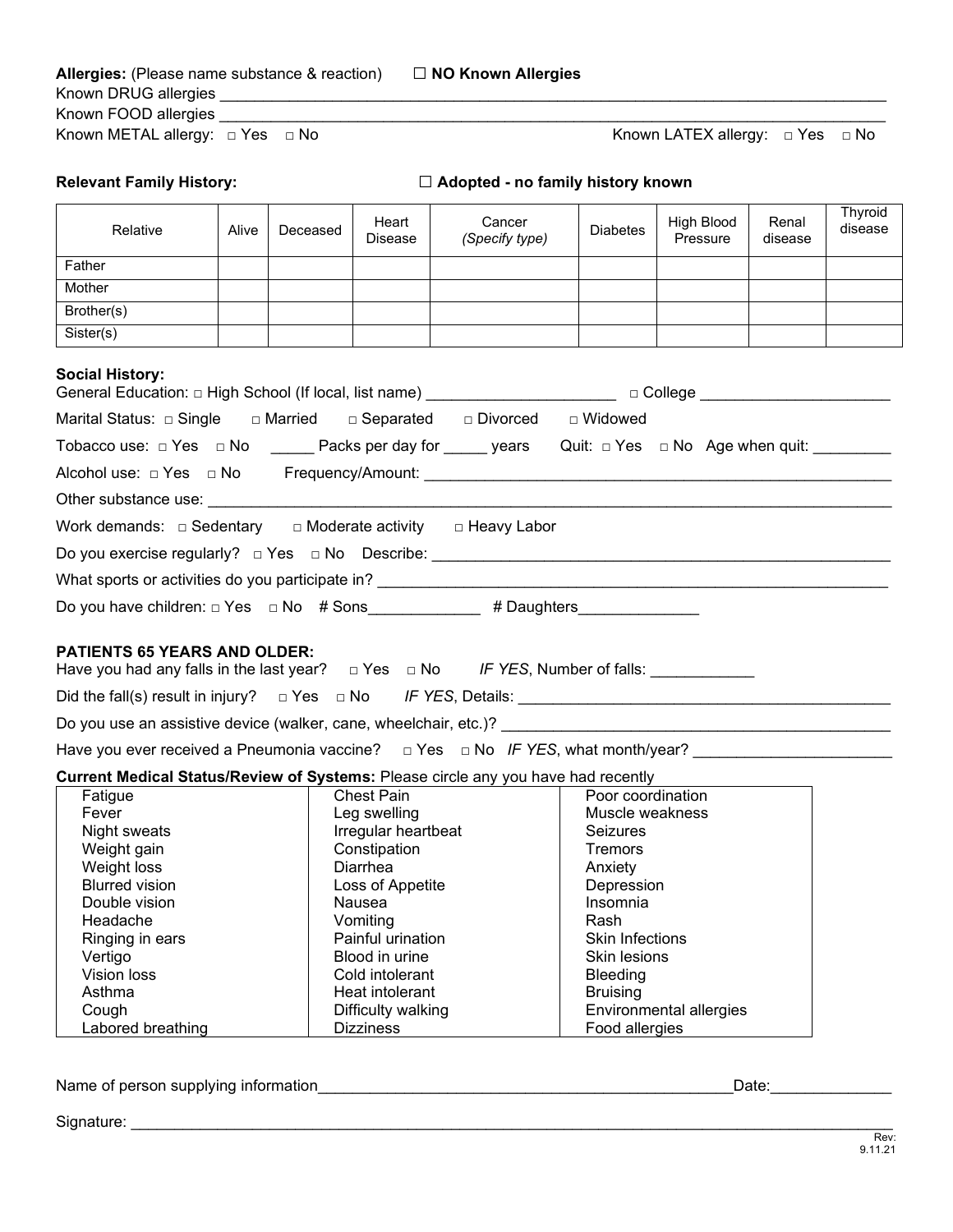**Allergies:** (Please name substance & reaction) ☐ **NO Known Allergies**

Known DRUG allergies ____________________________________________________________

Known FOOD allergies ____________________________________________________________

Known METAL allergy: □ Yes □ No Known LATEX allergy: □ Yes □ No

**Relevant Family History:** ☐ **Adopted - no family history known**

| Relative | Alive | Deceased | Heart Disease | Cancer *(Specify type)* | Diabetes | High Blood Pressure | Renal disease | Thyroid disease |
|---|---|---|---|---|---|---|---|---|
| Father | | | | | | | | |
| Mother | | | | | | | | |
| Brother(s) | | | | | | | | |
| Sister(s) | | | | | | | | |

**Social History:**

General Education: □ High School (If local, list name) ______________________ □ College ______________________

Marital Status: □ Single □ Married □ Separated □ Divorced □ Widowed

Tobacco use: □ Yes □ No _____ Packs per day for _____ years Quit: □ Yes □ No Age when quit: _________

Alcohol use: □ Yes □ No Frequency/Amount: ______________________________________________________

Other substance use: ____________________________________________________________________

Work demands: □ Sedentary □ Moderate activity □ Heavy Labor

Do you exercise regularly? □ Yes □ No Describe: ______________________________________________

What sports or activities do you participate in? ______________________________________________

Do you have children: □ Yes □ No # Sons_____________ # Daughters______________

**PATIENTS 65 YEARS AND OLDER:**

Have you had any falls in the last year? □ Yes □ No *IF YES*, Number of falls: ____________

Did the fall(s) result in injury? □ Yes □ No *IF YES*, Details: ______________________________________

Do you use an assistive device (walker, cane, wheelchair, etc.)? ______________________________________

Have you ever received a Pneumonia vaccine? □ Yes □ No *IF YES*, what month/year? ______________________

**Current Medical Status/Review of Systems:** Please circle any you have had recently

| | | |
|---|---|---|
| Fatigue | Chest Pain | Poor coordination |
| Fever | Leg swelling | Muscle weakness |
| Night sweats | Irregular heartbeat | Seizures |
| Weight gain | Constipation | Tremors |
| Weight loss | Diarrhea | Anxiety |
| Blurred vision | Loss of Appetite | Depression |
| Double vision | Nausea | Insomnia |
| Headache | Vomiting | Rash |
| Ringing in ears | Painful urination | Skin Infections |
| Vertigo | Blood in urine | Skin lesions |
| Vision loss | Cold intolerant | Bleeding |
| Asthma | Heat intolerant | Bruising |
| Cough | Difficulty walking | Environmental allergies |
| Labored breathing | Dizziness | Food allergies |

Name of person supplying information_______________________________________________Date:______________

Signature: ______________________________________________________________________________

Rev: 9.11.21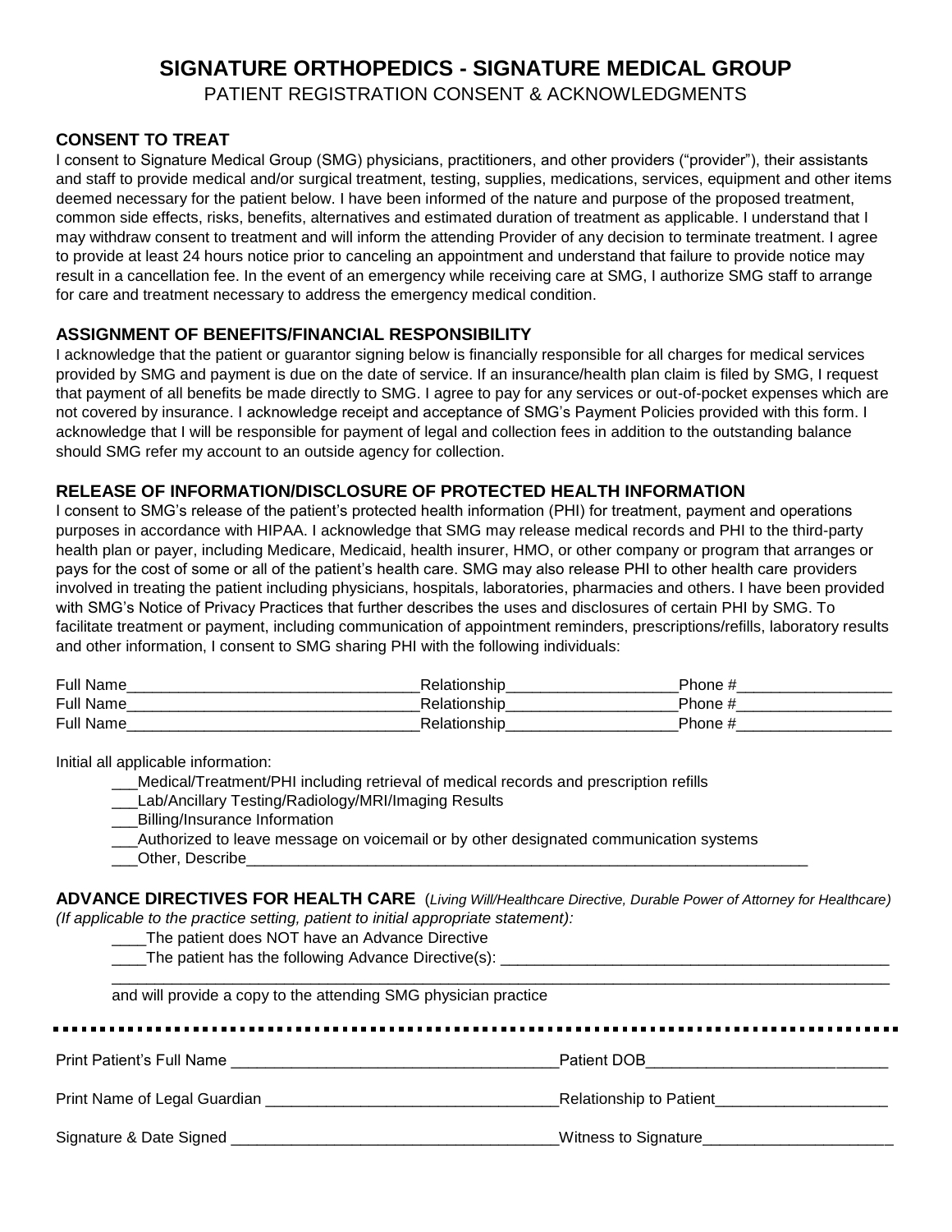# SIGNATURE ORTHOPEDICS - SIGNATURE MEDICAL GROUP

PATIENT REGISTRATION CONSENT & ACKNOWLEDGMENTS

## CONSENT TO TREAT

I consent to Signature Medical Group (SMG) physicians, practitioners, and other providers ("provider"), their assistants and staff to provide medical and/or surgical treatment, testing, supplies, medications, services, equipment and other items deemed necessary for the patient below. I have been informed of the nature and purpose of the proposed treatment, common side effects, risks, benefits, alternatives and estimated duration of treatment as applicable. I understand that I may withdraw consent to treatment and will inform the attending Provider of any decision to terminate treatment. I agree to provide at least 24 hours notice prior to canceling an appointment and understand that failure to provide notice may result in a cancellation fee. In the event of an emergency while receiving care at SMG, I authorize SMG staff to arrange for care and treatment necessary to address the emergency medical condition.

## ASSIGNMENT OF BENEFITS/FINANCIAL RESPONSIBILITY

I acknowledge that the patient or guarantor signing below is financially responsible for all charges for medical services provided by SMG and payment is due on the date of service. If an insurance/health plan claim is filed by SMG, I request that payment of all benefits be made directly to SMG. I agree to pay for any services or out-of-pocket expenses which are not covered by insurance. I acknowledge receipt and acceptance of SMG's Payment Policies provided with this form. I acknowledge that I will be responsible for payment of legal and collection fees in addition to the outstanding balance should SMG refer my account to an outside agency for collection.

## RELEASE OF INFORMATION/DISCLOSURE OF PROTECTED HEALTH INFORMATION

I consent to SMG's release of the patient's protected health information (PHI) for treatment, payment and operations purposes in accordance with HIPAA. I acknowledge that SMG may release medical records and PHI to the third-party health plan or payer, including Medicare, Medicaid, health insurer, HMO, or other company or program that arranges or pays for the cost of some or all of the patient's health care. SMG may also release PHI to other health care providers involved in treating the patient including physicians, hospitals, laboratories, pharmacies and others. I have been provided with SMG's Notice of Privacy Practices that further describes the uses and disclosures of certain PHI by SMG. To facilitate treatment or payment, including communication of appointment reminders, prescriptions/refills, laboratory results and other information, I consent to SMG sharing PHI with the following individuals:

Full Name__________________________________Relationship____________________Phone #__________________
Full Name__________________________________Relationship____________________Phone #__________________
Full Name__________________________________Relationship____________________Phone #__________________

Initial all applicable information:

___Medical/Treatment/PHI including retrieval of medical records and prescription refills
___Lab/Ancillary Testing/Radiology/MRI/Imaging Results
___Billing/Insurance Information
___Authorized to leave message on voicemail or by other designated communication systems
___Other, Describe______________________________________________________________________

## ADVANCE DIRECTIVES FOR HEALTH CARE (*Living Will/Healthcare Directive, Durable Power of Attorney for Healthcare*)

*(If applicable to the practice setting, patient to initial appropriate statement):*

____The patient does NOT have an Advance Directive
____The patient has the following Advance Directive(s): ______________________________________________
_____________________________________________________________________________________________
and will provide a copy to the attending SMG physician practice

---

Print Patient's Full Name _____________________________________Patient DOB___________________________

Print Name of Legal Guardian __________________________________Relationship to Patient____________________

Signature & Date Signed ______________________________________Witness to Signature______________________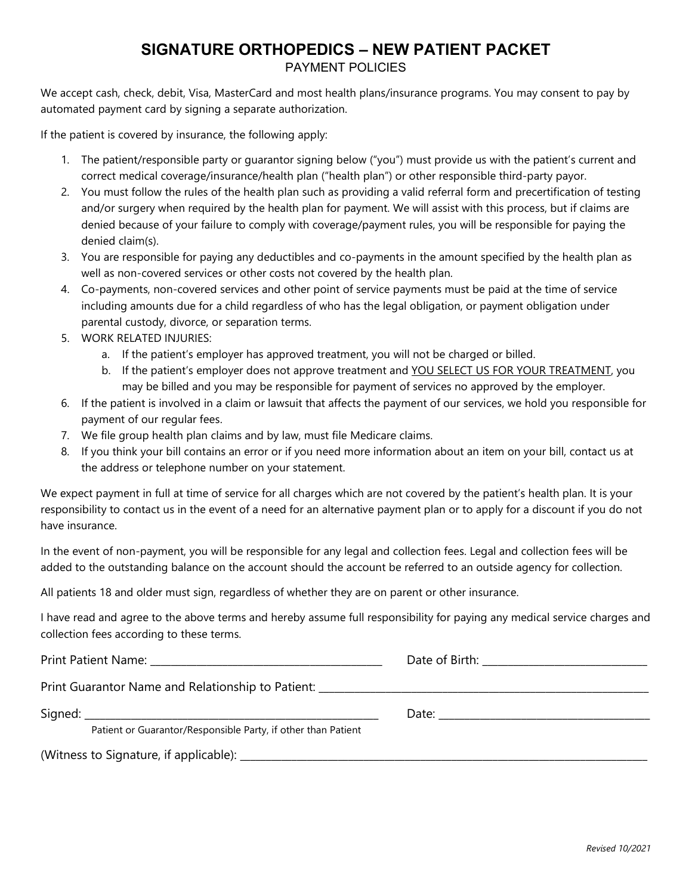# SIGNATURE ORTHOPEDICS – NEW PATIENT PACKET

PAYMENT POLICIES

We accept cash, check, debit, Visa, MasterCard and most health plans/insurance programs. You may consent to pay by automated payment card by signing a separate authorization.

If the patient is covered by insurance, the following apply:

1. The patient/responsible party or guarantor signing below ("you") must provide us with the patient's current and correct medical coverage/insurance/health plan ("health plan") or other responsible third-party payor.
2. You must follow the rules of the health plan such as providing a valid referral form and precertification of testing and/or surgery when required by the health plan for payment. We will assist with this process, but if claims are denied because of your failure to comply with coverage/payment rules, you will be responsible for paying the denied claim(s).
3. You are responsible for paying any deductibles and co-payments in the amount specified by the health plan as well as non-covered services or other costs not covered by the health plan.
4. Co-payments, non-covered services and other point of service payments must be paid at the time of service including amounts due for a child regardless of who has the legal obligation, or payment obligation under parental custody, divorce, or separation terms.
5. WORK RELATED INJURIES:
   a. If the patient's employer has approved treatment, you will not be charged or billed.
   b. If the patient's employer does not approve treatment and <u>YOU SELECT US FOR YOUR TREATMENT</u>, you may be billed and you may be responsible for payment of services no approved by the employer.
6. If the patient is involved in a claim or lawsuit that affects the payment of our services, we hold you responsible for payment of our regular fees.
7. We file group health plan claims and by law, must file Medicare claims.
8. If you think your bill contains an error or if you need more information about an item on your bill, contact us at the address or telephone number on your statement.

We expect payment in full at time of service for all charges which are not covered by the patient's health plan. It is your responsibility to contact us in the event of a need for an alternative payment plan or to apply for a discount if you do not have insurance.

In the event of non-payment, you will be responsible for any legal and collection fees. Legal and collection fees will be added to the outstanding balance on the account should the account be referred to an outside agency for collection.

All patients 18 and older must sign, regardless of whether they are on parent or other insurance.

I have read and agree to the above terms and hereby assume full responsibility for paying any medical service charges and collection fees according to these terms.

Print Patient Name: ______________________________ Date of Birth: ______________________

Print Guarantor Name and Relationship to Patient: ____________________________________________

Signed: ______________________________________ Date: ____________________________

Patient or Guarantor/Responsible Party, if other than Patient

(Witness to Signature, if applicable): ____________________________________________________

*Revised 10/2021*